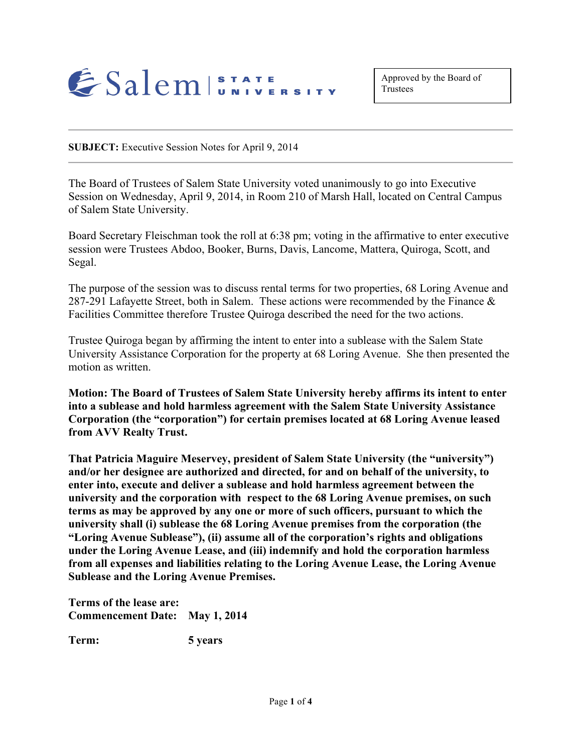Salem | STATE UNIVERSITY

Approved by the Board of Trustees

---

**SUBJECT:** Executive Session Notes for April 9, 2014

---

The Board of Trustees of Salem State University voted unanimously to go into Executive Session on Wednesday, April 9, 2014, in Room 210 of Marsh Hall, located on Central Campus of Salem State University.

Board Secretary Fleischman took the roll at 6:38 pm; voting in the affirmative to enter executive session were Trustees Abdoo, Booker, Burns, Davis, Lancome, Mattera, Quiroga, Scott, and Segal.

The purpose of the session was to discuss rental terms for two properties, 68 Loring Avenue and 287-291 Lafayette Street, both in Salem. These actions were recommended by the Finance & Facilities Committee therefore Trustee Quiroga described the need for the two actions.

Trustee Quiroga began by affirming the intent to enter into a sublease with the Salem State University Assistance Corporation for the property at 68 Loring Avenue. She then presented the motion as written.

**Motion: The Board of Trustees of Salem State University hereby affirms its intent to enter into a sublease and hold harmless agreement with the Salem State University Assistance Corporation (the "corporation") for certain premises located at 68 Loring Avenue leased from AVV Realty Trust.**

**That Patricia Maguire Meservey, president of Salem State University (the "university") and/or her designee are authorized and directed, for and on behalf of the university, to enter into, execute and deliver a sublease and hold harmless agreement between the university and the corporation with respect to the 68 Loring Avenue premises, on such terms as may be approved by any one or more of such officers, pursuant to which the university shall (i) sublease the 68 Loring Avenue premises from the corporation (the "Loring Avenue Sublease"), (ii) assume all of the corporation's rights and obligations under the Loring Avenue Lease, and (iii) indemnify and hold the corporation harmless from all expenses and liabilities relating to the Loring Avenue Lease, the Loring Avenue Sublease and the Loring Avenue Premises.**

**Terms of the lease are:**
**Commencement Date: May 1, 2014**

**Term: 5 years**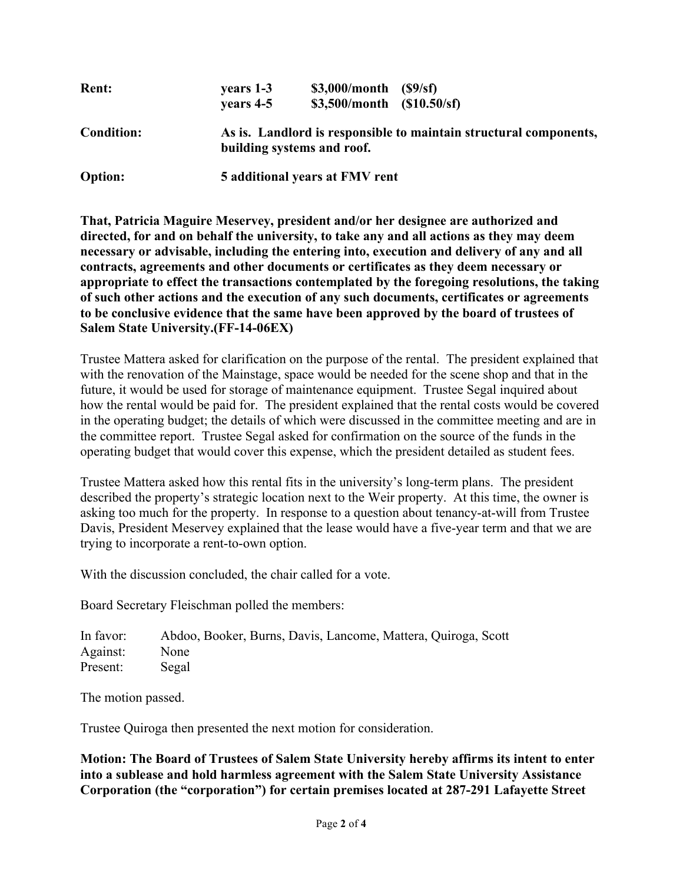| | | | |
|---|---|---|---|
| **Rent:** | **years 1-3** | **$3,000/month** | **($9/sf)** |
| | **years 4-5** | **$3,500/month** | **($10.50/sf)** |

**Condition:** **As is. Landlord is responsible to maintain structural components, building systems and roof.**

**Option:** **5 additional years at FMV rent**

**That, Patricia Maguire Meservey, president and/or her designee are authorized and directed, for and on behalf the university, to take any and all actions as they may deem necessary or advisable, including the entering into, execution and delivery of any and all contracts, agreements and other documents or certificates as they deem necessary or appropriate to effect the transactions contemplated by the foregoing resolutions, the taking of such other actions and the execution of any such documents, certificates or agreements to be conclusive evidence that the same have been approved by the board of trustees of Salem State University.(FF-14-06EX)**

Trustee Mattera asked for clarification on the purpose of the rental. The president explained that with the renovation of the Mainstage, space would be needed for the scene shop and that in the future, it would be used for storage of maintenance equipment. Trustee Segal inquired about how the rental would be paid for. The president explained that the rental costs would be covered in the operating budget; the details of which were discussed in the committee meeting and are in the committee report. Trustee Segal asked for confirmation on the source of the funds in the operating budget that would cover this expense, which the president detailed as student fees.

Trustee Mattera asked how this rental fits in the university's long-term plans. The president described the property's strategic location next to the Weir property. At this time, the owner is asking too much for the property. In response to a question about tenancy-at-will from Trustee Davis, President Meservey explained that the lease would have a five-year term and that we are trying to incorporate a rent-to-own option.

With the discussion concluded, the chair called for a vote.

Board Secretary Fleischman polled the members:

| | |
|---|---|
| In favor: | Abdoo, Booker, Burns, Davis, Lancome, Mattera, Quiroga, Scott |
| Against: | None |
| Present: | Segal |

The motion passed.

Trustee Quiroga then presented the next motion for consideration.

**Motion: The Board of Trustees of Salem State University hereby affirms its intent to enter into a sublease and hold harmless agreement with the Salem State University Assistance Corporation (the "corporation") for certain premises located at 287-291 Lafayette Street**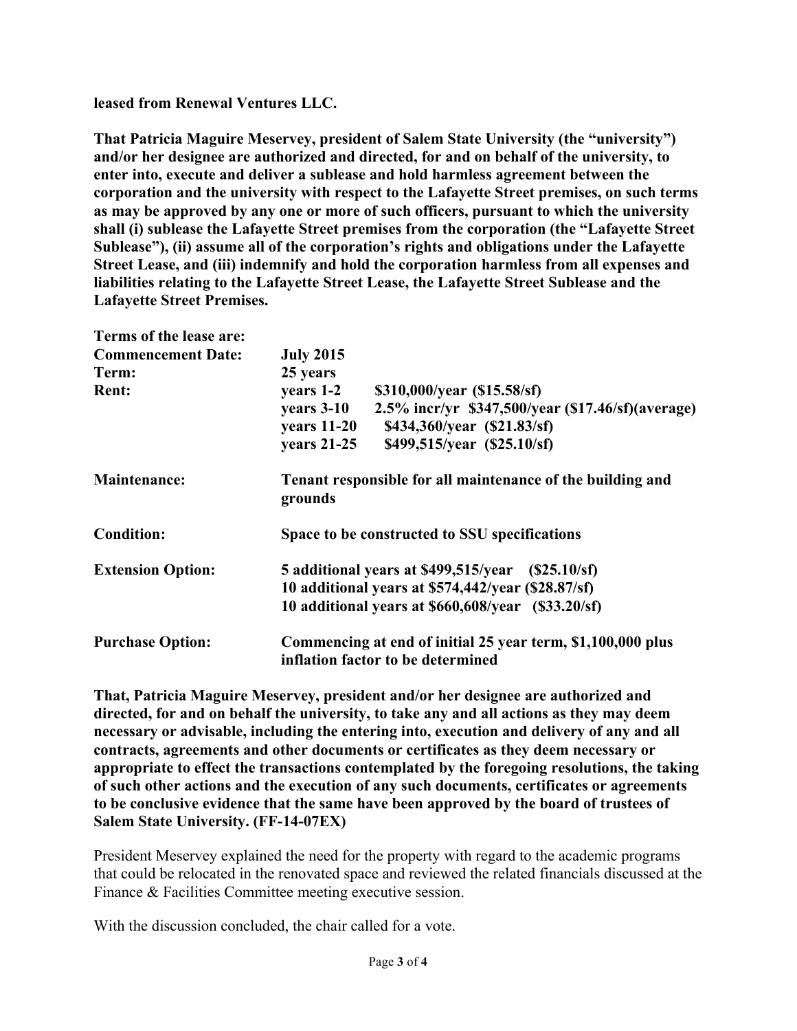**leased from Renewal Ventures LLC.**

**That Patricia Maguire Meservey, president of Salem State University (the "university") and/or her designee are authorized and directed, for and on behalf of the university, to enter into, execute and deliver a sublease and hold harmless agreement between the corporation and the university with respect to the Lafayette Street premises, on such terms as may be approved by any one or more of such officers, pursuant to which the university shall (i) sublease the Lafayette Street premises from the corporation (the "Lafayette Street Sublease"), (ii) assume all of the corporation's rights and obligations under the Lafayette Street Lease, and (iii) indemnify and hold the corporation harmless from all expenses and liabilities relating to the Lafayette Street Lease, the Lafayette Street Sublease and the Lafayette Street Premises.**

**Terms of the lease are:**

| | |
|---|---|
| **Commencement Date:** | **July 2015** |
| **Term:** | **25 years** |
| **Rent:** | **years 1-2 $310,000/year ($15.58/sf)**<br>**years 3-10 2.5% incr/yr $347,500/year ($17.46/sf)(average)**<br>**years 11-20 $434,360/year ($21.83/sf)**<br>**years 21-25 $499,515/year ($25.10/sf)** |
| **Maintenance:** | **Tenant responsible for all maintenance of the building and grounds** |
| **Condition:** | **Space to be constructed to SSU specifications** |
| **Extension Option:** | **5 additional years at $499,515/year ($25.10/sf)**<br>**10 additional years at $574,442/year ($28.87/sf)**<br>**10 additional years at $660,608/year ($33.20/sf)** |
| **Purchase Option:** | **Commencing at end of initial 25 year term, $1,100,000 plus inflation factor to be determined** |

**That, Patricia Maguire Meservey, president and/or her designee are authorized and directed, for and on behalf the university, to take any and all actions as they may deem necessary or advisable, including the entering into, execution and delivery of any and all contracts, agreements and other documents or certificates as they deem necessary or appropriate to effect the transactions contemplated by the foregoing resolutions, the taking of such other actions and the execution of any such documents, certificates or agreements to be conclusive evidence that the same have been approved by the board of trustees of Salem State University. (FF-14-07EX)**

President Meservey explained the need for the property with regard to the academic programs that could be relocated in the renovated space and reviewed the related financials discussed at the Finance & Facilities Committee meeting executive session.

With the discussion concluded, the chair called for a vote.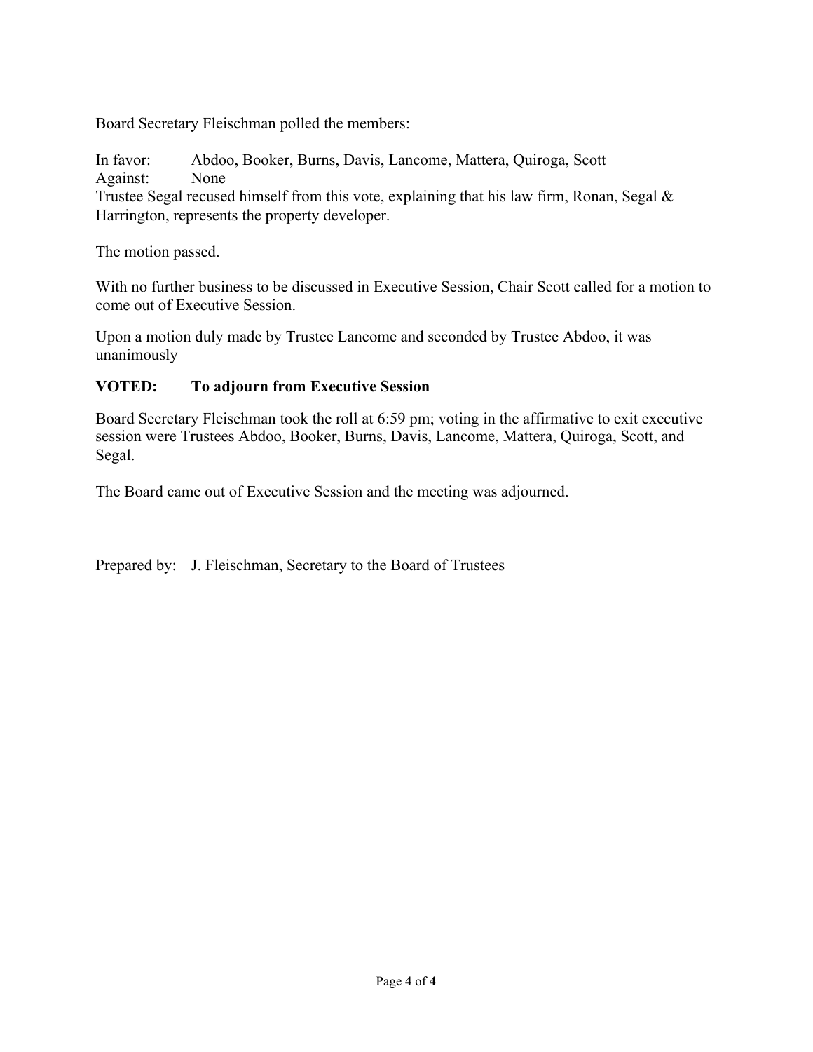Board Secretary Fleischman polled the members:

In favor: Abdoo, Booker, Burns, Davis, Lancome, Mattera, Quiroga, Scott
Against: None
Trustee Segal recused himself from this vote, explaining that his law firm, Ronan, Segal & Harrington, represents the property developer.

The motion passed.

With no further business to be discussed in Executive Session, Chair Scott called for a motion to come out of Executive Session.

Upon a motion duly made by Trustee Lancome and seconded by Trustee Abdoo, it was unanimously

**VOTED: To adjourn from Executive Session**

Board Secretary Fleischman took the roll at 6:59 pm; voting in the affirmative to exit executive session were Trustees Abdoo, Booker, Burns, Davis, Lancome, Mattera, Quiroga, Scott, and Segal.

The Board came out of Executive Session and the meeting was adjourned.

Prepared by: J. Fleischman, Secretary to the Board of Trustees